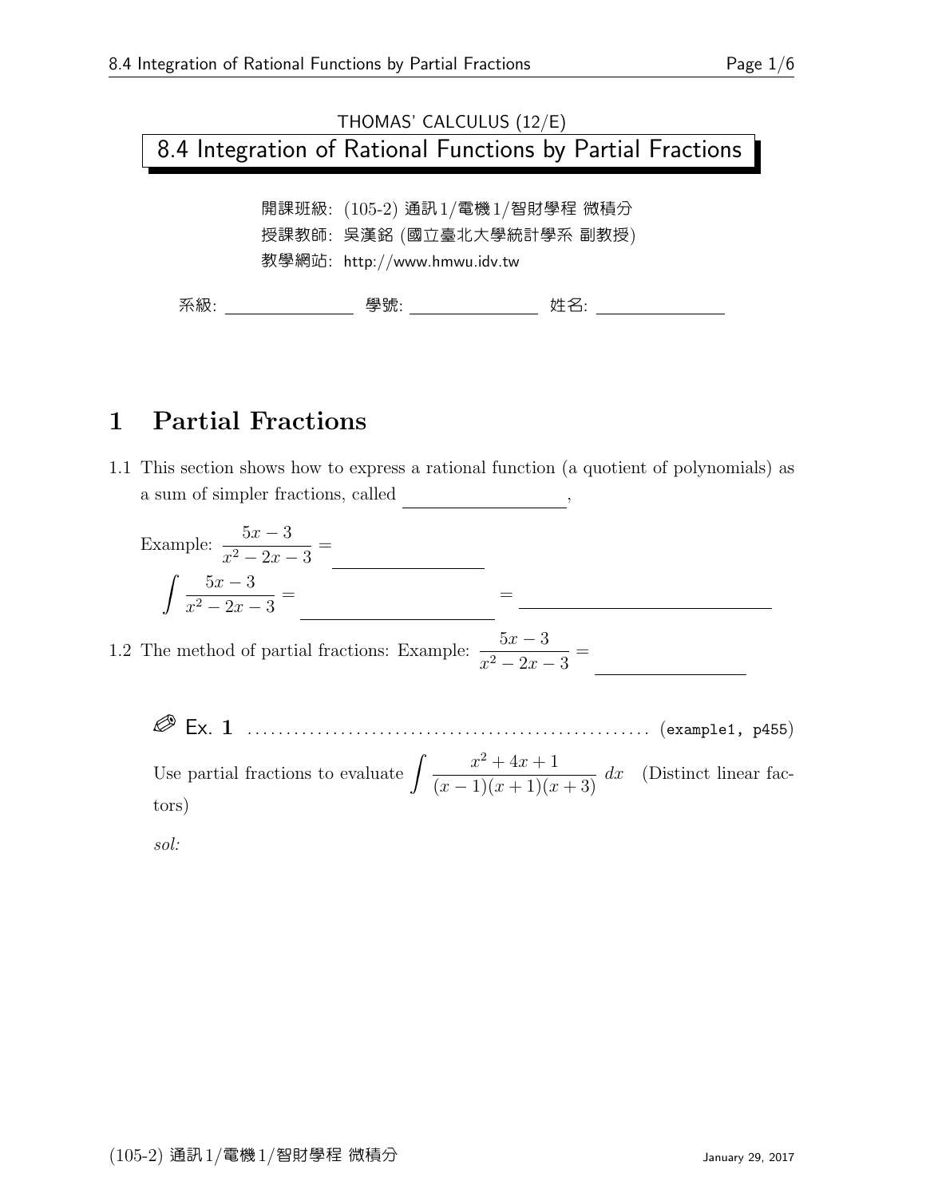THOMAS' CALCULUS (12/E)

# 8.4 Integration of Rational Functions by Partial Fractions

開課班級: (105-2) 通訊1/電機1/智財學程 微積分
授課教師: 吳漢銘 (國立臺北大學統計學系 副教授)
教學網站: http://www.hmwu.idv.tw

系級: \_\_\_\_\_\_\_\_\_\_ 學號: \_\_\_\_\_\_\_\_\_\_ 姓名: \_\_\_\_\_\_\_\_\_\_

## 1 Partial Fractions

1.1 This section shows how to express a rational function (a quotient of polynomials) as a sum of simpler fractions, called \_\_\_\_\_\_\_\_\_\_,

Example: $\dfrac{5x-3}{x^2-2x-3} =$ \_\_\_\_\_\_\_\_\_\_

$\displaystyle\int \frac{5x-3}{x^2-2x-3} =$ \_\_\_\_\_\_\_\_\_\_ $=$ \_\_\_\_\_\_\_\_\_\_

1.2 The method of partial fractions: Example: $\dfrac{5x-3}{x^2-2x-3} =$ \_\_\_\_\_\_\_\_\_\_

✎ **Ex. 1** ............................................ (example1, p455)

Use partial fractions to evaluate $\displaystyle\int \frac{x^2+4x+1}{(x-1)(x+1)(x+3)}\,dx$ (Distinct linear factors)

*sol:*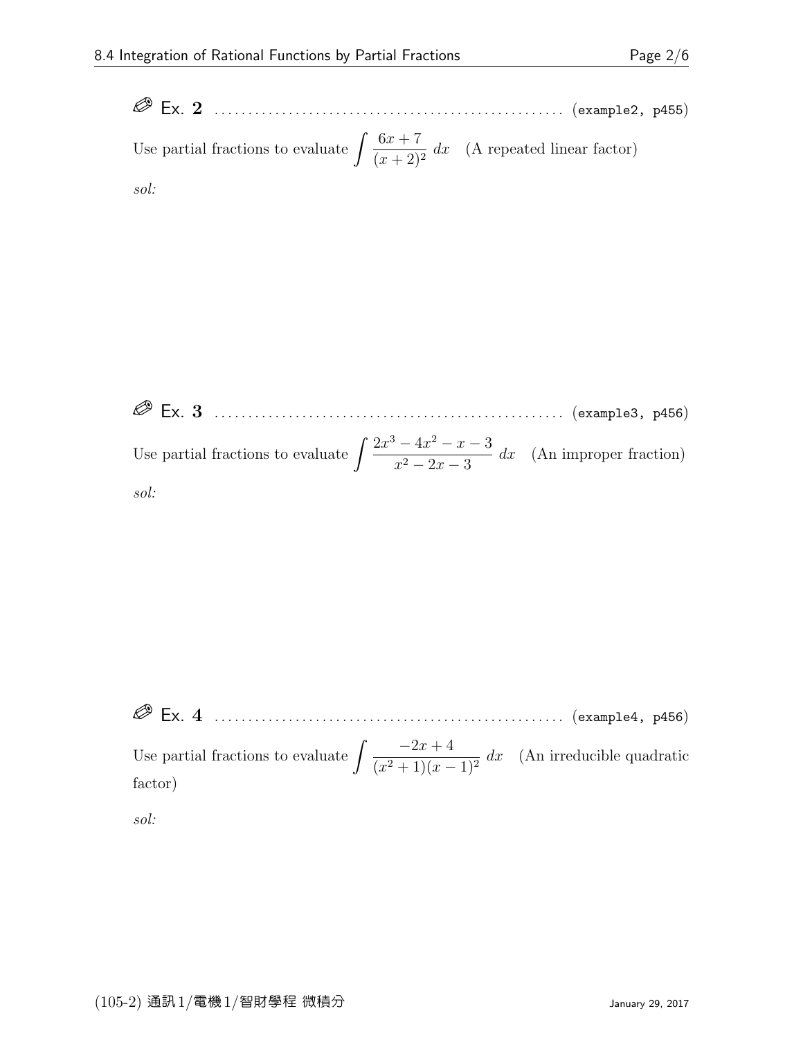✐ Ex. **2** ............................................................ (example2, p455)

Use partial fractions to evaluate $\int \frac{6x+7}{(x+2)^2}\, dx$ (A repeated linear factor)

*sol:*

✐ Ex. **3** ............................................................ (example3, p456)

Use partial fractions to evaluate $\int \frac{2x^3-4x^2-x-3}{x^2-2x-3}\, dx$ (An improper fraction)

*sol:*

✐ Ex. **4** ............................................................ (example4, p456)

Use partial fractions to evaluate $\int \frac{-2x+4}{(x^2+1)(x-1)^2}\, dx$ (An irreducible quadratic factor)

*sol:*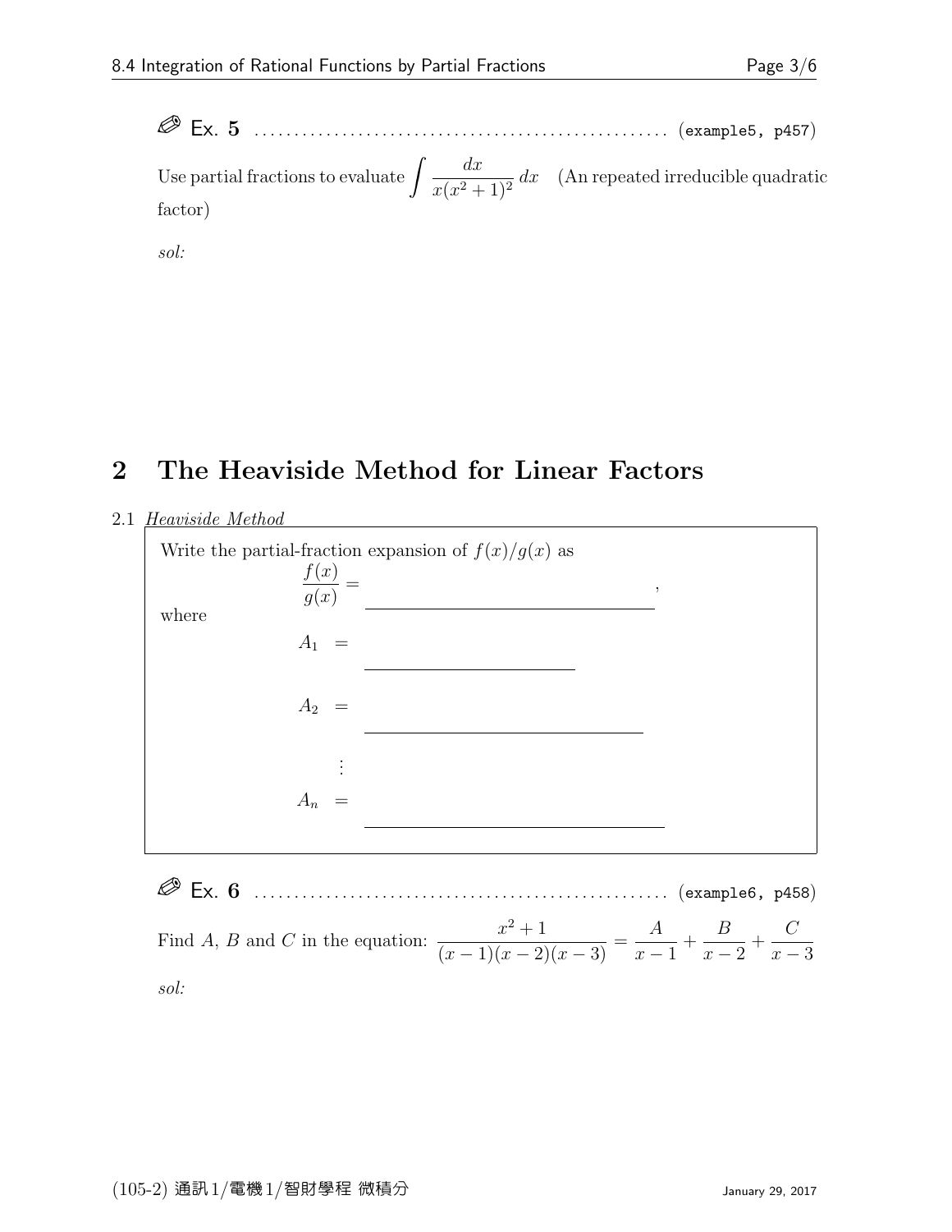✐ **Ex. 5** ........................................ (example5, p457)

Use partial fractions to evaluate $\int \frac{dx}{x(x^2+1)^2}\,dx$ (An repeated irreducible quadratic factor)

*sol:*

## 2 The Heaviside Method for Linear Factors

2.1 *Heaviside Method*

Write the partial-fraction expansion of $f(x)/g(x)$ as

$$\frac{f(x)}{g(x)} = \underline{\hspace{6cm}},$$

where

$$A_1 = \underline{\hspace{4cm}}$$

$$A_2 = \underline{\hspace{5cm}}$$

$$\vdots$$

$$A_n = \underline{\hspace{6cm}}$$

✐ **Ex. 6** ........................................ (example6, p458)

Find $A$, $B$ and $C$ in the equation: $\frac{x^2+1}{(x-1)(x-2)(x-3)} = \frac{A}{x-1} + \frac{B}{x-2} + \frac{C}{x-3}$

*sol:*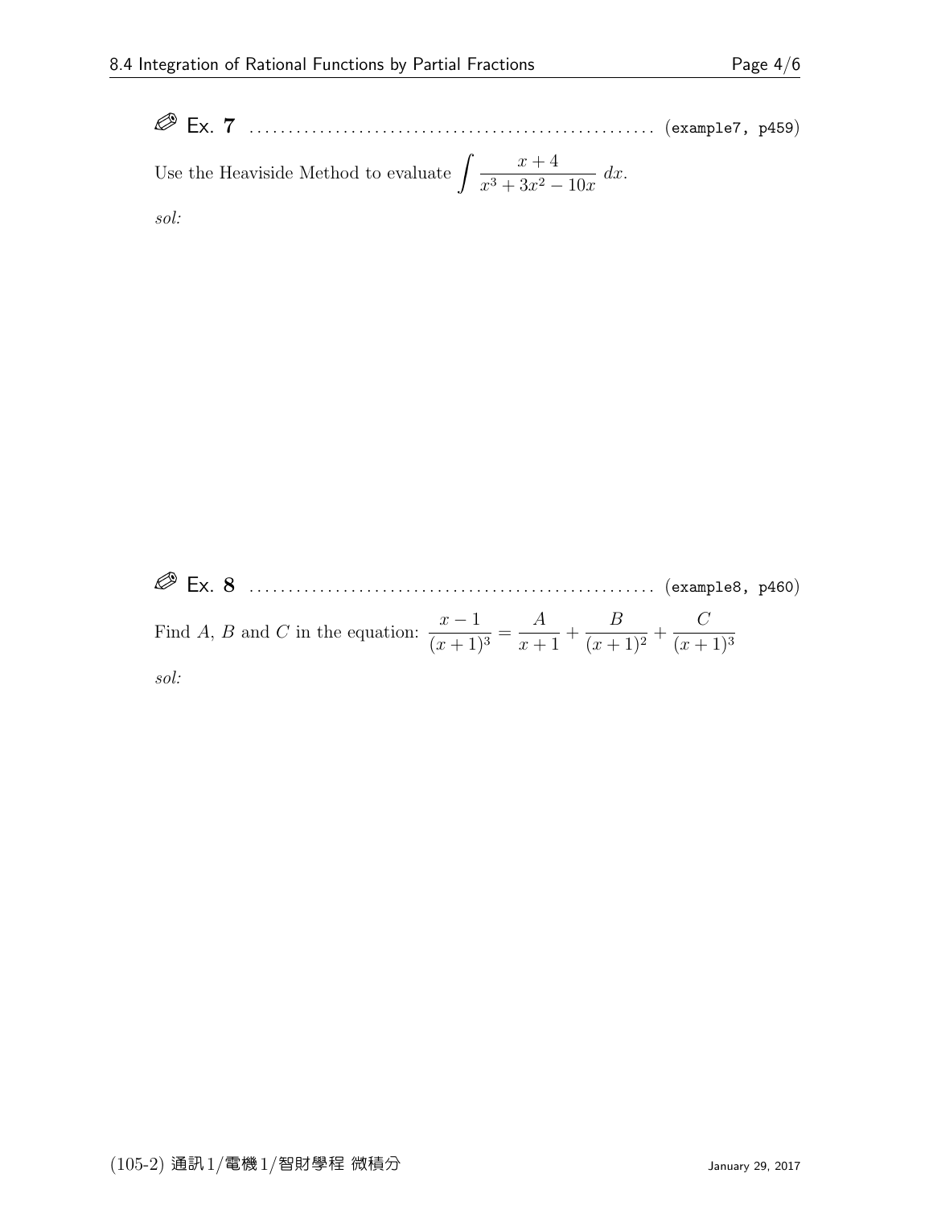**Ex. 7** .................................................... (example7, p459)

Use the Heaviside Method to evaluate $\displaystyle\int \frac{x+4}{x^3+3x^2-10x}\,dx$.

*sol:*

**Ex. 8** .................................................... (example8, p460)

Find $A$, $B$ and $C$ in the equation: $\dfrac{x-1}{(x+1)^3} = \dfrac{A}{x+1} + \dfrac{B}{(x+1)^2} + \dfrac{C}{(x+1)^3}$

*sol:*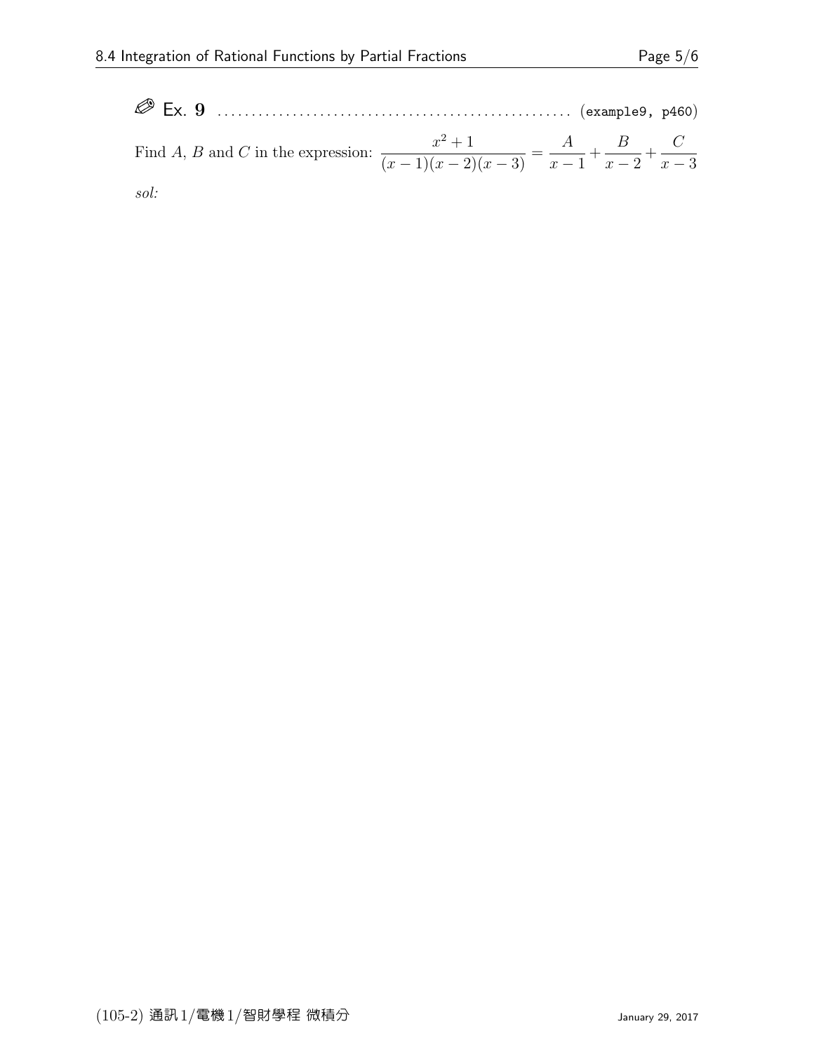**Ex. 9** .................................................. (example9, p460)

Find $A$, $B$ and $C$ in the expression: $\dfrac{x^2+1}{(x-1)(x-2)(x-3)} = \dfrac{A}{x-1} + \dfrac{B}{x-2} + \dfrac{C}{x-3}$

*sol:*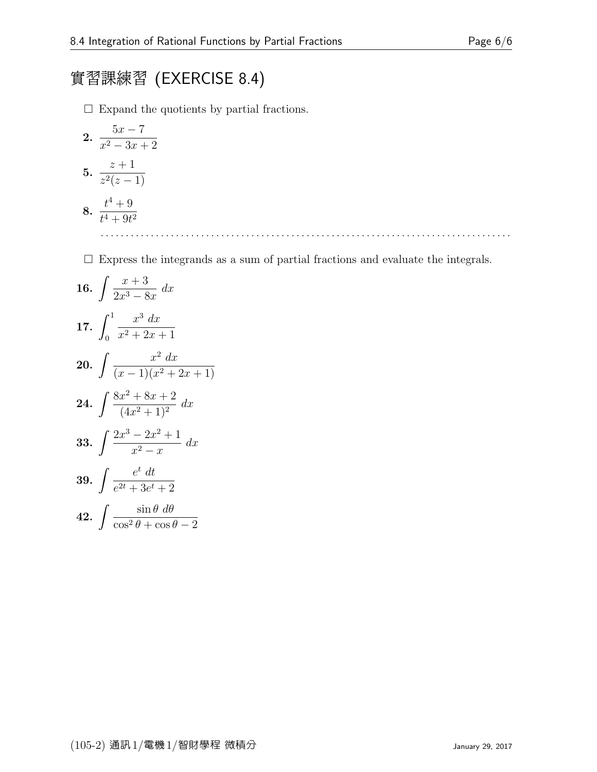# 實習課練習 (EXERCISE 8.4)

☐ Expand the quotients by partial fractions.

**2.** $\dfrac{5x-7}{x^2-3x+2}$

**5.** $\dfrac{z+1}{z^2(z-1)}$

**8.** $\dfrac{t^4+9}{t^4+9t^2}$

.....................................................................................

☐ Express the integrands as a sum of partial fractions and evaluate the integrals.

**16.** $\displaystyle\int \frac{x+3}{2x^3-8x}\,dx$

**17.** $\displaystyle\int_0^1 \frac{x^3\,dx}{x^2+2x+1}$

**20.** $\displaystyle\int \frac{x^2\,dx}{(x-1)(x^2+2x+1)}$

**24.** $\displaystyle\int \frac{8x^2+8x+2}{(4x^2+1)^2}\,dx$

**33.** $\displaystyle\int \frac{2x^3-2x^2+1}{x^2-x}\,dx$

**39.** $\displaystyle\int \frac{e^t\,dt}{e^{2t}+3e^t+2}$

**42.** $\displaystyle\int \frac{\sin\theta\,d\theta}{\cos^2\theta+\cos\theta-2}$